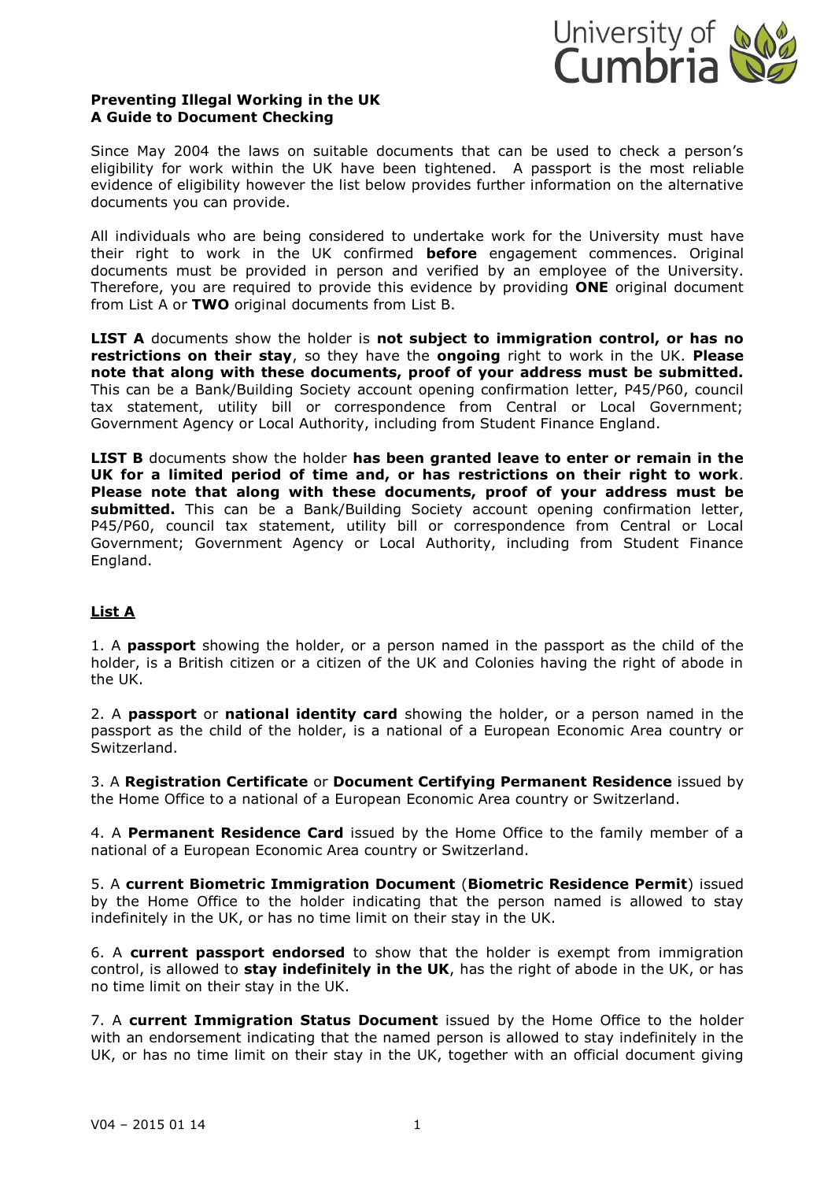**Preventing Illegal Working in the UK**
**A Guide to Document Checking**

Since May 2004 the laws on suitable documents that can be used to check a person's eligibility for work within the UK have been tightened. A passport is the most reliable evidence of eligibility however the list below provides further information on the alternative documents you can provide.

All individuals who are being considered to undertake work for the University must have their right to work in the UK confirmed **before** engagement commences. Original documents must be provided in person and verified by an employee of the University. Therefore, you are required to provide this evidence by providing **ONE** original document from List A or **TWO** original documents from List B.

**LIST A** documents show the holder is **not subject to immigration control, or has no restrictions on their stay**, so they have the **ongoing** right to work in the UK. **Please note that along with these documents, proof of your address must be submitted.** This can be a Bank/Building Society account opening confirmation letter, P45/P60, council tax statement, utility bill or correspondence from Central or Local Government; Government Agency or Local Authority, including from Student Finance England.

**LIST B** documents show the holder **has been granted leave to enter or remain in the UK for a limited period of time and, or has restrictions on their right to work**. **Please note that along with these documents, proof of your address must be submitted.** This can be a Bank/Building Society account opening confirmation letter, P45/P60, council tax statement, utility bill or correspondence from Central or Local Government; Government Agency or Local Authority, including from Student Finance England.

## List A

1. A **passport** showing the holder, or a person named in the passport as the child of the holder, is a British citizen or a citizen of the UK and Colonies having the right of abode in the UK.

2. A **passport** or **national identity card** showing the holder, or a person named in the passport as the child of the holder, is a national of a European Economic Area country or Switzerland.

3. A **Registration Certificate** or **Document Certifying Permanent Residence** issued by the Home Office to a national of a European Economic Area country or Switzerland.

4. A **Permanent Residence Card** issued by the Home Office to the family member of a national of a European Economic Area country or Switzerland.

5. A **current Biometric Immigration Document** (**Biometric Residence Permit**) issued by the Home Office to the holder indicating that the person named is allowed to stay indefinitely in the UK, or has no time limit on their stay in the UK.

6. A **current passport endorsed** to show that the holder is exempt from immigration control, is allowed to **stay indefinitely in the UK**, has the right of abode in the UK, or has no time limit on their stay in the UK.

7. A **current Immigration Status Document** issued by the Home Office to the holder with an endorsement indicating that the named person is allowed to stay indefinitely in the UK, or has no time limit on their stay in the UK, together with an official document giving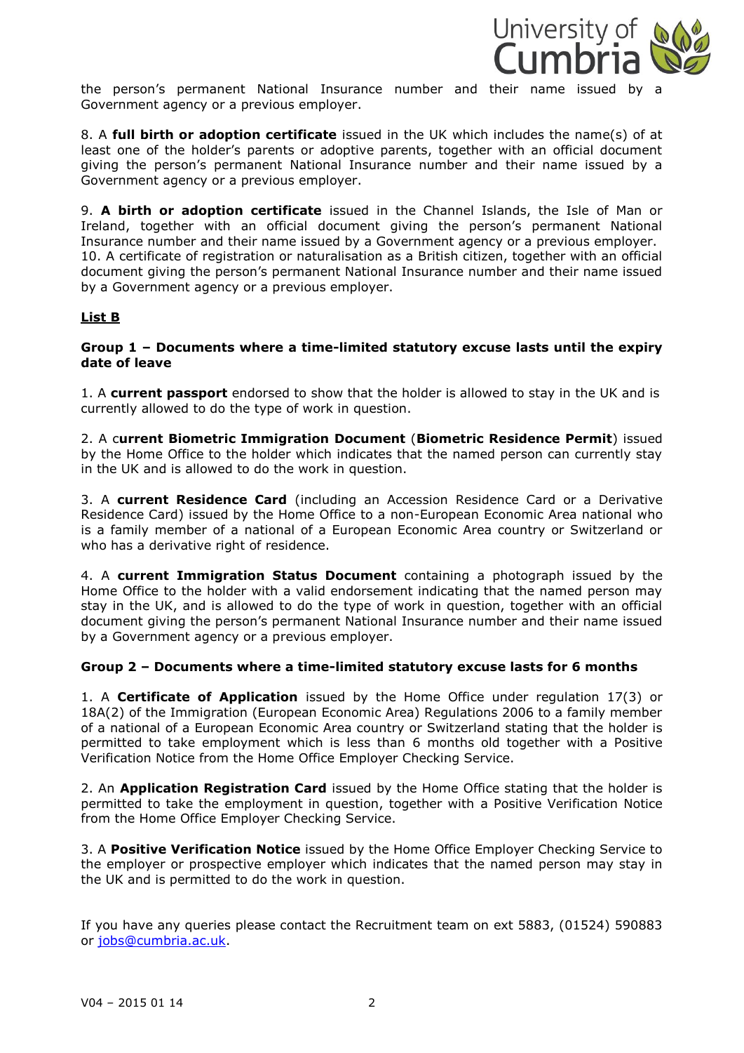the person's permanent National Insurance number and their name issued by a Government agency or a previous employer.

8. A **full birth or adoption certificate** issued in the UK which includes the name(s) of at least one of the holder's parents or adoptive parents, together with an official document giving the person's permanent National Insurance number and their name issued by a Government agency or a previous employer.

9. **A birth or adoption certificate** issued in the Channel Islands, the Isle of Man or Ireland, together with an official document giving the person's permanent National Insurance number and their name issued by a Government agency or a previous employer.
10. A certificate of registration or naturalisation as a British citizen, together with an official document giving the person's permanent National Insurance number and their name issued by a Government agency or a previous employer.

**List B**

**Group 1 – Documents where a time-limited statutory excuse lasts until the expiry date of leave**

1. A **current passport** endorsed to show that the holder is allowed to stay in the UK and is currently allowed to do the type of work in question.

2. A c**urrent Biometric Immigration Document** (**Biometric Residence Permit**) issued by the Home Office to the holder which indicates that the named person can currently stay in the UK and is allowed to do the work in question.

3. A **current Residence Card** (including an Accession Residence Card or a Derivative Residence Card) issued by the Home Office to a non-European Economic Area national who is a family member of a national of a European Economic Area country or Switzerland or who has a derivative right of residence.

4. A **current Immigration Status Document** containing a photograph issued by the Home Office to the holder with a valid endorsement indicating that the named person may stay in the UK, and is allowed to do the type of work in question, together with an official document giving the person's permanent National Insurance number and their name issued by a Government agency or a previous employer.

**Group 2 – Documents where a time-limited statutory excuse lasts for 6 months**

1. A **Certificate of Application** issued by the Home Office under regulation 17(3) or 18A(2) of the Immigration (European Economic Area) Regulations 2006 to a family member of a national of a European Economic Area country or Switzerland stating that the holder is permitted to take employment which is less than 6 months old together with a Positive Verification Notice from the Home Office Employer Checking Service.

2. An **Application Registration Card** issued by the Home Office stating that the holder is permitted to take the employment in question, together with a Positive Verification Notice from the Home Office Employer Checking Service.

3. A **Positive Verification Notice** issued by the Home Office Employer Checking Service to the employer or prospective employer which indicates that the named person may stay in the UK and is permitted to do the work in question.

If you have any queries please contact the Recruitment team on ext 5883, (01524) 590883 or jobs@cumbria.ac.uk.

V04 – 2015 01 14